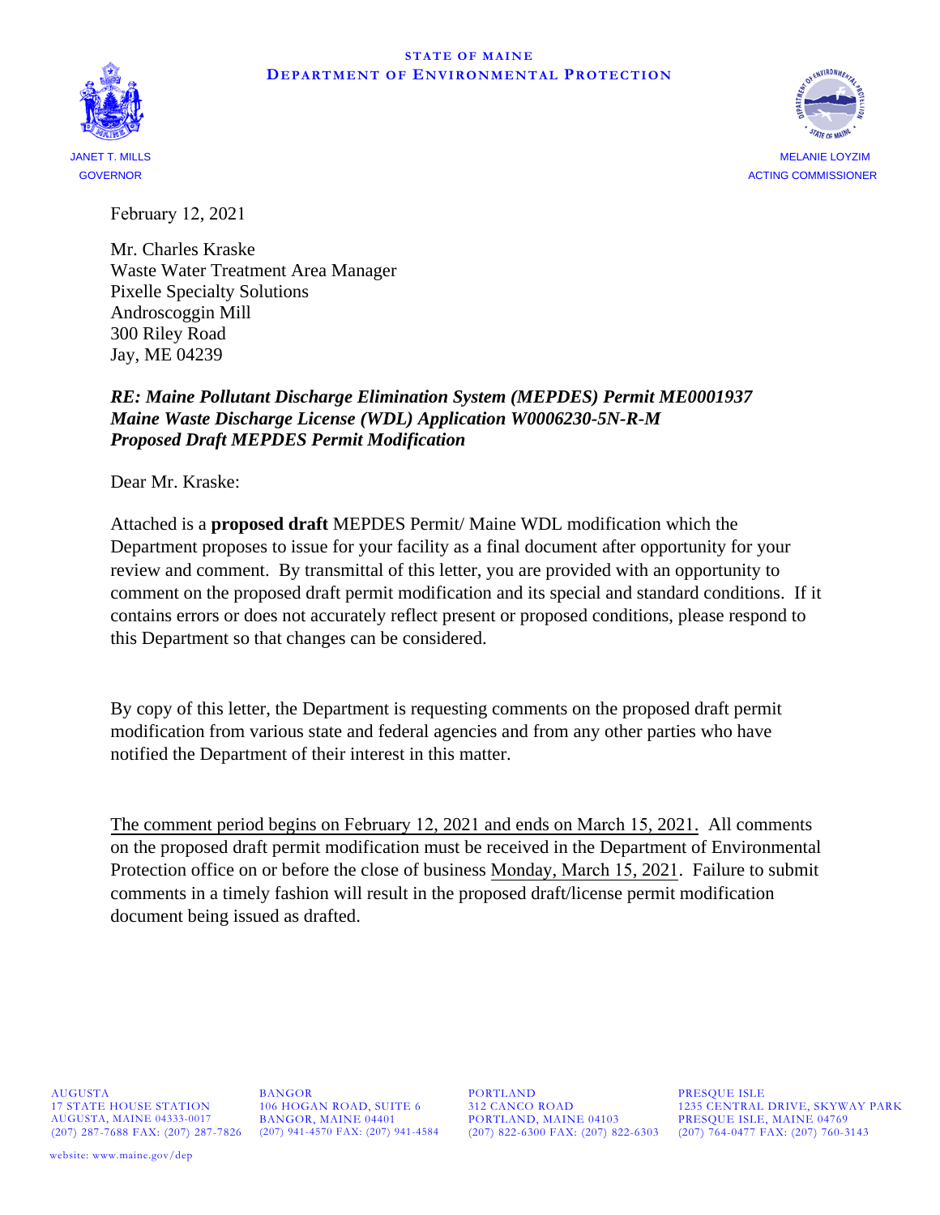STATE OF MAINE
DEPARTMENT OF ENVIRONMENTAL PROTECTION

JANET T. MILLS
GOVERNOR

MELANIE LOYZIM
ACTING COMMISSIONER

February 12, 2021

Mr. Charles Kraske
Waste Water Treatment Area Manager
Pixelle Specialty Solutions
Androscoggin Mill
300 Riley Road
Jay, ME 04239

***RE: Maine Pollutant Discharge Elimination System (MEPDES) Permit ME0001937***
***Maine Waste Discharge License (WDL) Application W0006230-5N-R-M***
***Proposed Draft MEPDES Permit Modification***

Dear Mr. Kraske:

Attached is a **proposed draft** MEPDES Permit/ Maine WDL modification which the Department proposes to issue for your facility as a final document after opportunity for your review and comment. By transmittal of this letter, you are provided with an opportunity to comment on the proposed draft permit modification and its special and standard conditions. If it contains errors or does not accurately reflect present or proposed conditions, please respond to this Department so that changes can be considered.

By copy of this letter, the Department is requesting comments on the proposed draft permit modification from various state and federal agencies and from any other parties who have notified the Department of their interest in this matter.

The comment period begins on February 12, 2021 and ends on March 15, 2021. All comments on the proposed draft permit modification must be received in the Department of Environmental Protection office on or before the close of business Monday, March 15, 2021. Failure to submit comments in a timely fashion will result in the proposed draft/license permit modification document being issued as drafted.

AUGUSTA
17 STATE HOUSE STATION
AUGUSTA, MAINE 04333-0017
(207) 287-7688 FAX: (207) 287-7826

BANGOR
106 HOGAN ROAD, SUITE 6
BANGOR, MAINE 04401
(207) 941-4570 FAX: (207) 941-4584

PORTLAND
312 CANCO ROAD
PORTLAND, MAINE 04103
(207) 822-6300 FAX: (207) 822-6303

PRESQUE ISLE
1235 CENTRAL DRIVE, SKYWAY PARK
PRESQUE ISLE, MAINE 04769
(207) 764-0477 FAX: (207) 760-3143

website: www.maine.gov/dep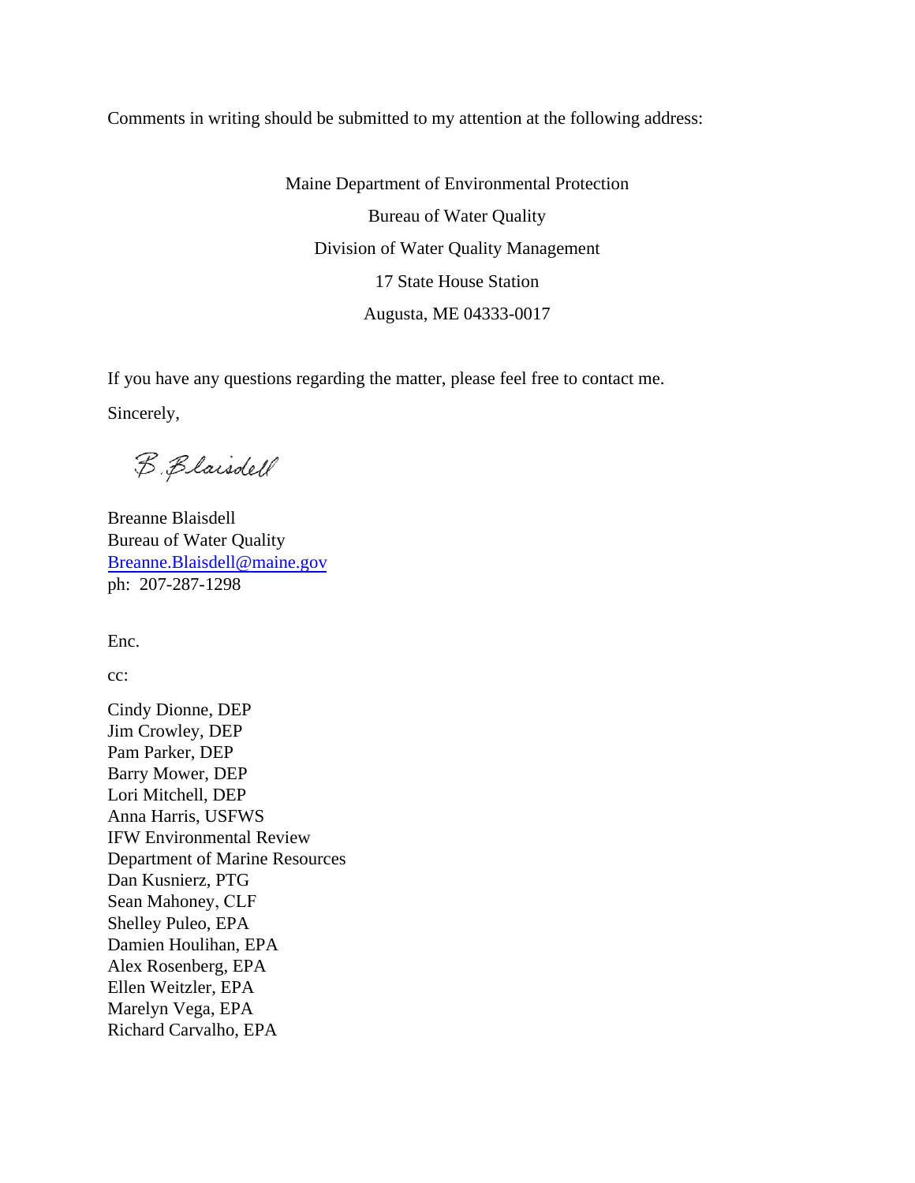Comments in writing should be submitted to my attention at the following address:

Maine Department of Environmental Protection
Bureau of Water Quality
Division of Water Quality Management
17 State House Station
Augusta, ME 04333-0017

If you have any questions regarding the matter, please feel free to contact me.

Sincerely,

B. Blaisdell

Breanne Blaisdell
Bureau of Water Quality
Breanne.Blaisdell@maine.gov
ph: 207-287-1298

Enc.

cc:

Cindy Dionne, DEP
Jim Crowley, DEP
Pam Parker, DEP
Barry Mower, DEP
Lori Mitchell, DEP
Anna Harris, USFWS
IFW Environmental Review
Department of Marine Resources
Dan Kusnierz, PTG
Sean Mahoney, CLF
Shelley Puleo, EPA
Damien Houlihan, EPA
Alex Rosenberg, EPA
Ellen Weitzler, EPA
Marelyn Vega, EPA
Richard Carvalho, EPA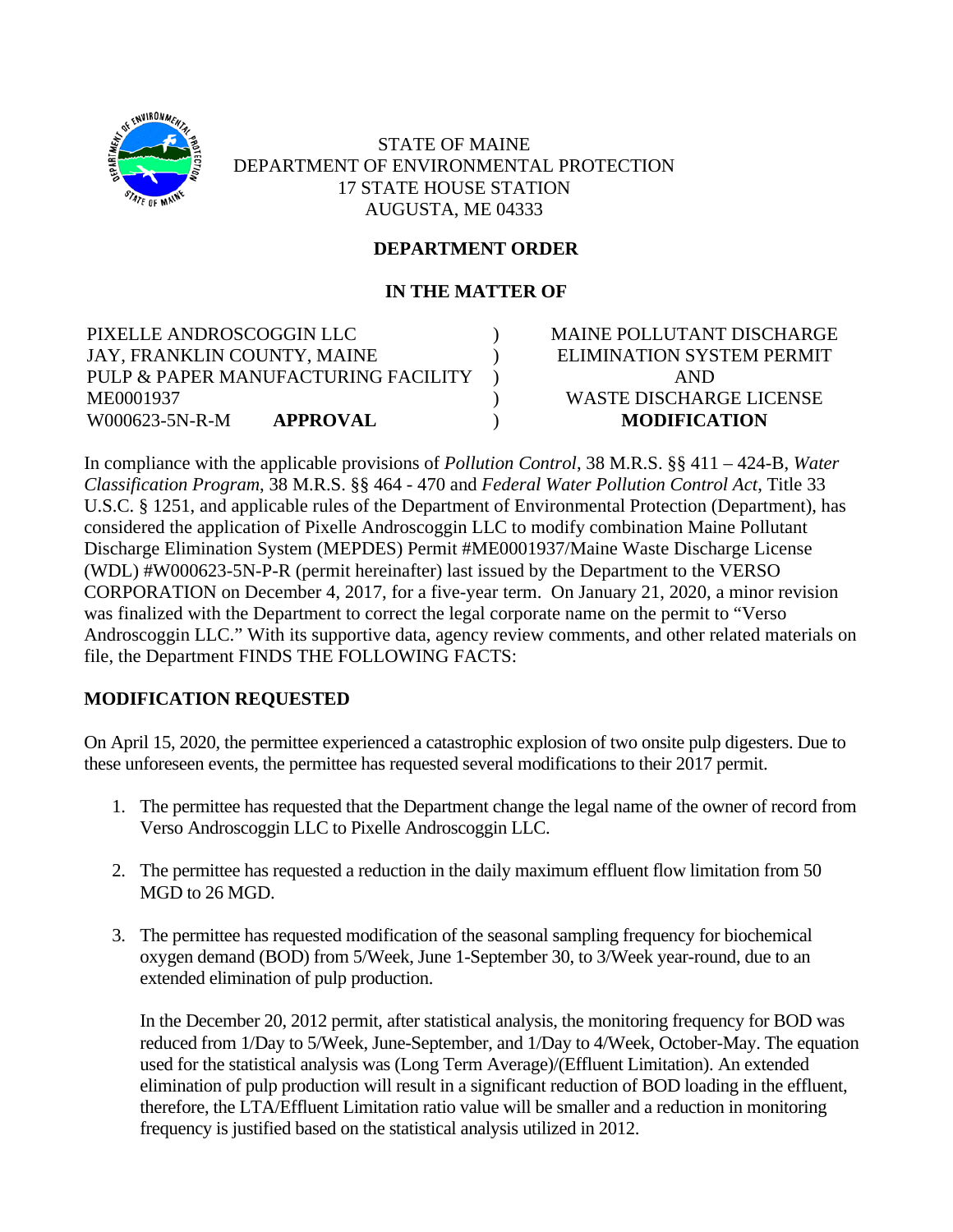STATE OF MAINE
DEPARTMENT OF ENVIRONMENTAL PROTECTION
17 STATE HOUSE STATION
AUGUSTA, ME 04333

**DEPARTMENT ORDER**

**IN THE MATTER OF**

| | | |
|---|---|---|
| PIXELLE ANDROSCOGGIN LLC | ) | MAINE POLLUTANT DISCHARGE |
| JAY, FRANKLIN COUNTY, MAINE | ) | ELIMINATION SYSTEM PERMIT |
| PULP & PAPER MANUFACTURING FACILITY | ) | AND |
| ME0001937 | ) | WASTE DISCHARGE LICENSE |
| W000623-5N-R-M **APPROVAL** | ) | **MODIFICATION** |

In compliance with the applicable provisions of *Pollution Control*, 38 M.R.S. §§ 411 – 424-B, *Water Classification Program*, 38 M.R.S. §§ 464 - 470 and *Federal Water Pollution Control Act*, Title 33 U.S.C. § 1251, and applicable rules of the Department of Environmental Protection (Department), has considered the application of Pixelle Androscoggin LLC to modify combination Maine Pollutant Discharge Elimination System (MEPDES) Permit #ME0001937/Maine Waste Discharge License (WDL) #W000623-5N-P-R (permit hereinafter) last issued by the Department to the VERSO CORPORATION on December 4, 2017, for a five-year term. On January 21, 2020, a minor revision was finalized with the Department to correct the legal corporate name on the permit to "Verso Androscoggin LLC." With its supportive data, agency review comments, and other related materials on file, the Department FINDS THE FOLLOWING FACTS:

## MODIFICATION REQUESTED

On April 15, 2020, the permittee experienced a catastrophic explosion of two onsite pulp digesters. Due to these unforeseen events, the permittee has requested several modifications to their 2017 permit.

1. The permittee has requested that the Department change the legal name of the owner of record from Verso Androscoggin LLC to Pixelle Androscoggin LLC.

2. The permittee has requested a reduction in the daily maximum effluent flow limitation from 50 MGD to 26 MGD.

3. The permittee has requested modification of the seasonal sampling frequency for biochemical oxygen demand (BOD) from 5/Week, June 1-September 30, to 3/Week year-round, due to an extended elimination of pulp production.

   In the December 20, 2012 permit, after statistical analysis, the monitoring frequency for BOD was reduced from 1/Day to 5/Week, June-September, and 1/Day to 4/Week, October-May. The equation used for the statistical analysis was (Long Term Average)/(Effluent Limitation). An extended elimination of pulp production will result in a significant reduction of BOD loading in the effluent, therefore, the LTA/Effluent Limitation ratio value will be smaller and a reduction in monitoring frequency is justified based on the statistical analysis utilized in 2012.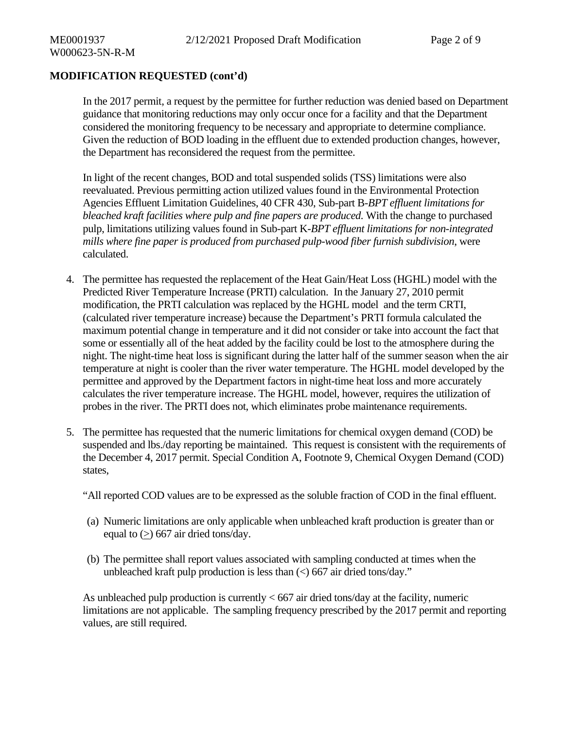**MODIFICATION REQUESTED (cont'd)**

In the 2017 permit, a request by the permittee for further reduction was denied based on Department guidance that monitoring reductions may only occur once for a facility and that the Department considered the monitoring frequency to be necessary and appropriate to determine compliance. Given the reduction of BOD loading in the effluent due to extended production changes, however, the Department has reconsidered the request from the permittee.

In light of the recent changes, BOD and total suspended solids (TSS) limitations were also reevaluated. Previous permitting action utilized values found in the Environmental Protection Agencies Effluent Limitation Guidelines, 40 CFR 430, Sub-part B-*BPT effluent limitations for bleached kraft facilities where pulp and fine papers are produced.* With the change to purchased pulp, limitations utilizing values found in Sub-part K-*BPT effluent limitations for non-integrated mills where fine paper is produced from purchased pulp-wood fiber furnish subdivision*, were calculated.

4. The permittee has requested the replacement of the Heat Gain/Heat Loss (HGHL) model with the Predicted River Temperature Increase (PRTI) calculation. In the January 27, 2010 permit modification, the PRTI calculation was replaced by the HGHL model and the term CRTI, (calculated river temperature increase) because the Department's PRTI formula calculated the maximum potential change in temperature and it did not consider or take into account the fact that some or essentially all of the heat added by the facility could be lost to the atmosphere during the night. The night-time heat loss is significant during the latter half of the summer season when the air temperature at night is cooler than the river water temperature. The HGHL model developed by the permittee and approved by the Department factors in night-time heat loss and more accurately calculates the river temperature increase. The HGHL model, however, requires the utilization of probes in the river. The PRTI does not, which eliminates probe maintenance requirements.

5. The permittee has requested that the numeric limitations for chemical oxygen demand (COD) be suspended and lbs./day reporting be maintained. This request is consistent with the requirements of the December 4, 2017 permit. Special Condition A, Footnote 9, Chemical Oxygen Demand (COD) states,

   "All reported COD values are to be expressed as the soluble fraction of COD in the final effluent.

   (a) Numeric limitations are only applicable when unbleached kraft production is greater than or equal to (≥) 667 air dried tons/day.

   (b) The permittee shall report values associated with sampling conducted at times when the unbleached kraft pulp production is less than (<) 667 air dried tons/day."

   As unbleached pulp production is currently < 667 air dried tons/day at the facility, numeric limitations are not applicable. The sampling frequency prescribed by the 2017 permit and reporting values, are still required.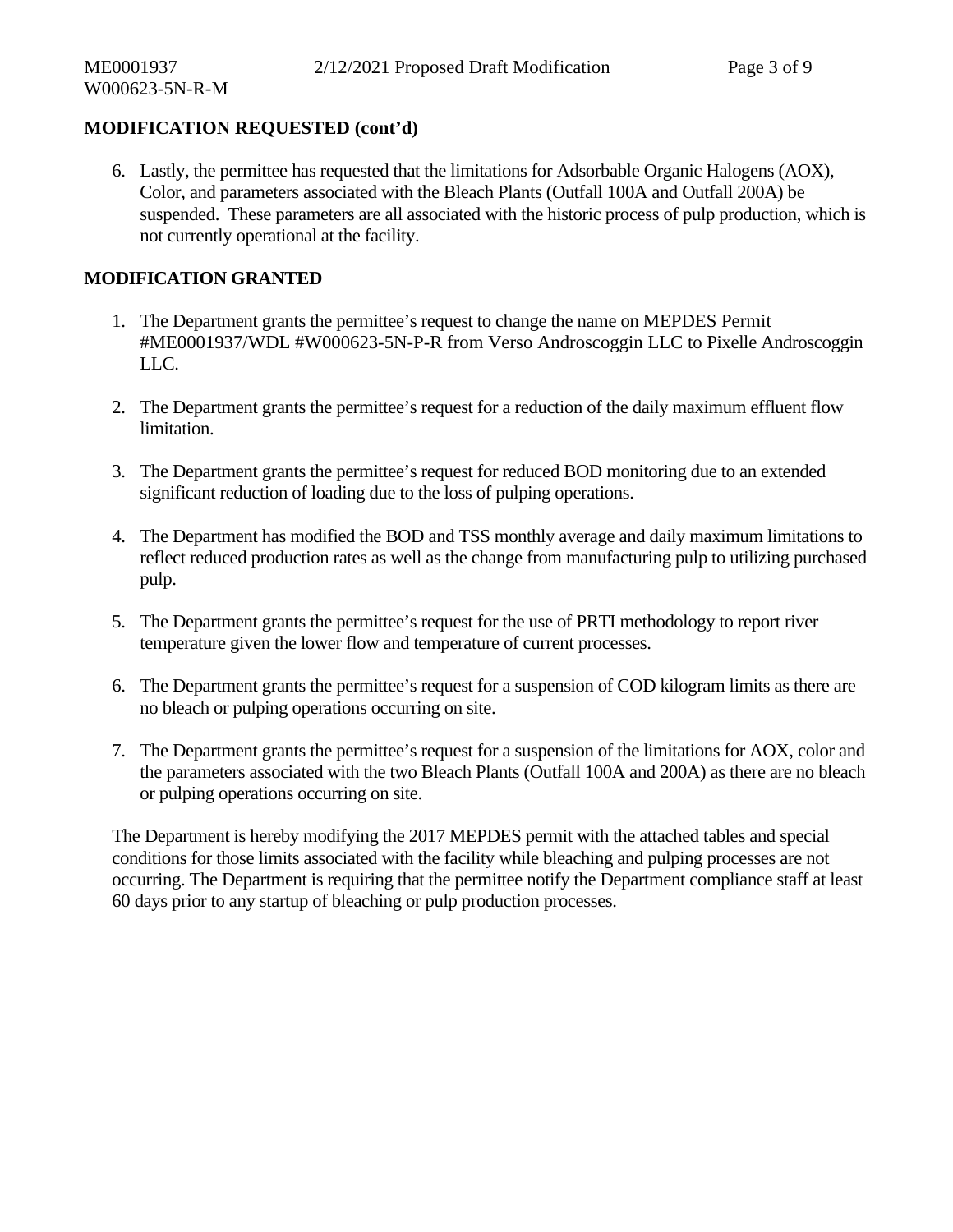## MODIFICATION REQUESTED (cont'd)

6. Lastly, the permittee has requested that the limitations for Adsorbable Organic Halogens (AOX), Color, and parameters associated with the Bleach Plants (Outfall 100A and Outfall 200A) be suspended. These parameters are all associated with the historic process of pulp production, which is not currently operational at the facility.

## MODIFICATION GRANTED

1. The Department grants the permittee's request to change the name on MEPDES Permit #ME0001937/WDL #W000623-5N-P-R from Verso Androscoggin LLC to Pixelle Androscoggin LLC.

2. The Department grants the permittee's request for a reduction of the daily maximum effluent flow limitation.

3. The Department grants the permittee's request for reduced BOD monitoring due to an extended significant reduction of loading due to the loss of pulping operations.

4. The Department has modified the BOD and TSS monthly average and daily maximum limitations to reflect reduced production rates as well as the change from manufacturing pulp to utilizing purchased pulp.

5. The Department grants the permittee's request for the use of PRTI methodology to report river temperature given the lower flow and temperature of current processes.

6. The Department grants the permittee's request for a suspension of COD kilogram limits as there are no bleach or pulping operations occurring on site.

7. The Department grants the permittee's request for a suspension of the limitations for AOX, color and the parameters associated with the two Bleach Plants (Outfall 100A and 200A) as there are no bleach or pulping operations occurring on site.

The Department is hereby modifying the 2017 MEPDES permit with the attached tables and special conditions for those limits associated with the facility while bleaching and pulping processes are not occurring. The Department is requiring that the permittee notify the Department compliance staff at least 60 days prior to any startup of bleaching or pulp production processes.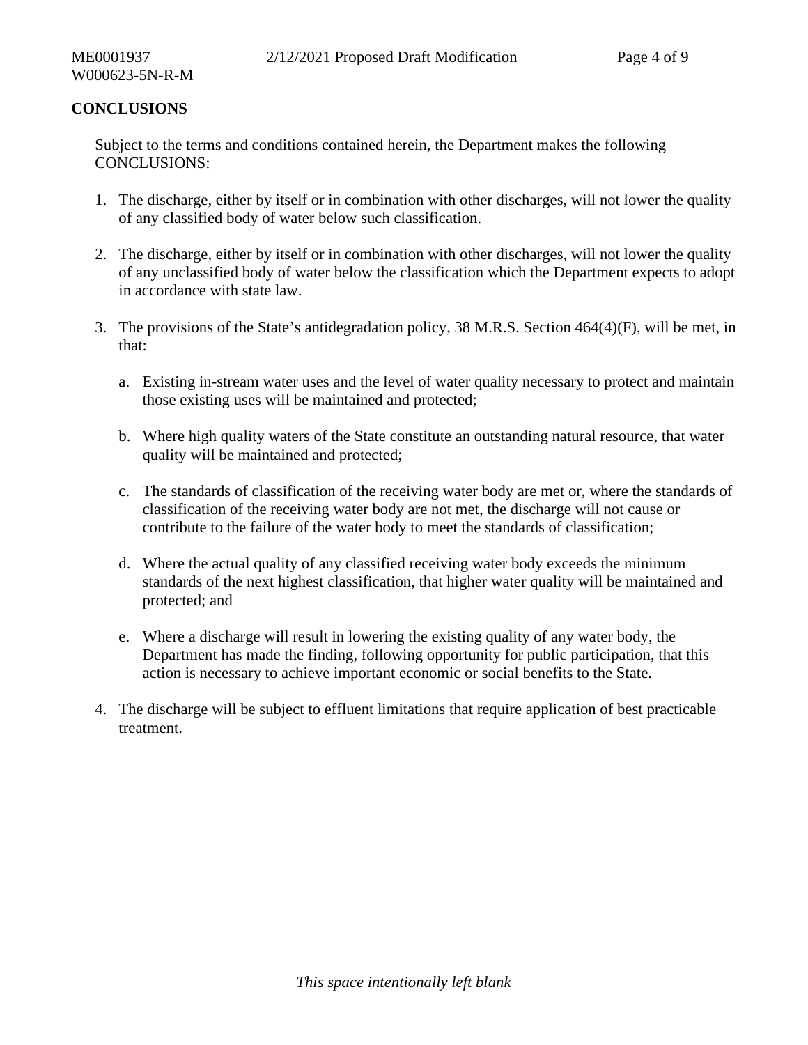## CONCLUSIONS

Subject to the terms and conditions contained herein, the Department makes the following CONCLUSIONS:

1. The discharge, either by itself or in combination with other discharges, will not lower the quality of any classified body of water below such classification.

2. The discharge, either by itself or in combination with other discharges, will not lower the quality of any unclassified body of water below the classification which the Department expects to adopt in accordance with state law.

3. The provisions of the State's antidegradation policy, 38 M.R.S. Section 464(4)(F), will be met, in that:

   a. Existing in-stream water uses and the level of water quality necessary to protect and maintain those existing uses will be maintained and protected;

   b. Where high quality waters of the State constitute an outstanding natural resource, that water quality will be maintained and protected;

   c. The standards of classification of the receiving water body are met or, where the standards of classification of the receiving water body are not met, the discharge will not cause or contribute to the failure of the water body to meet the standards of classification;

   d. Where the actual quality of any classified receiving water body exceeds the minimum standards of the next highest classification, that higher water quality will be maintained and protected; and

   e. Where a discharge will result in lowering the existing quality of any water body, the Department has made the finding, following opportunity for public participation, that this action is necessary to achieve important economic or social benefits to the State.

4. The discharge will be subject to effluent limitations that require application of best practicable treatment.

*This space intentionally left blank*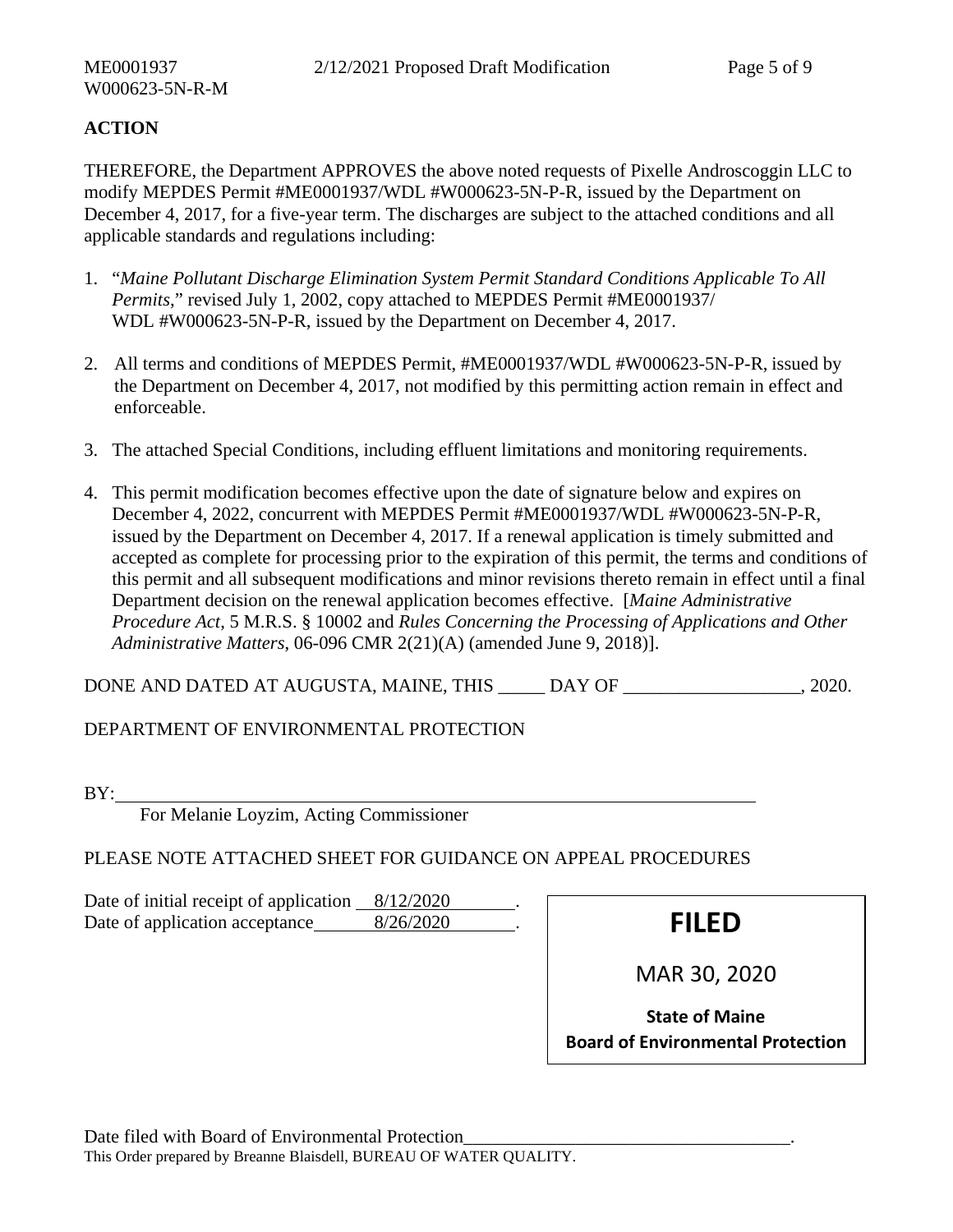## ACTION

THEREFORE, the Department APPROVES the above noted requests of Pixelle Androscoggin LLC to modify MEPDES Permit #ME0001937/WDL #W000623-5N-P-R, issued by the Department on December 4, 2017, for a five-year term. The discharges are subject to the attached conditions and all applicable standards and regulations including:

1. "*Maine Pollutant Discharge Elimination System Permit Standard Conditions Applicable To All Permits*," revised July 1, 2002, copy attached to MEPDES Permit #ME0001937/ WDL #W000623-5N-P-R, issued by the Department on December 4, 2017.

2. All terms and conditions of MEPDES Permit, #ME0001937/WDL #W000623-5N-P-R, issued by the Department on December 4, 2017, not modified by this permitting action remain in effect and enforceable.

3. The attached Special Conditions, including effluent limitations and monitoring requirements.

4. This permit modification becomes effective upon the date of signature below and expires on December 4, 2022, concurrent with MEPDES Permit #ME0001937/WDL #W000623-5N-P-R, issued by the Department on December 4, 2017. If a renewal application is timely submitted and accepted as complete for processing prior to the expiration of this permit, the terms and conditions of this permit and all subsequent modifications and minor revisions thereto remain in effect until a final Department decision on the renewal application becomes effective. [*Maine Administrative Procedure Act*, 5 M.R.S. § 10002 and *Rules Concerning the Processing of Applications and Other Administrative Matters*, 06-096 CMR 2(21)(A) (amended June 9, 2018)].

DONE AND DATED AT AUGUSTA, MAINE, THIS _____ DAY OF ___________________, 2020.

DEPARTMENT OF ENVIRONMENTAL PROTECTION

BY:_______________________________________________________________________

For Melanie Loyzim, Acting Commissioner

PLEASE NOTE ATTACHED SHEET FOR GUIDANCE ON APPEAL PROCEDURES

Date of initial receipt of application 8/12/2020.
Date of application acceptance 8/26/2020.

**FILED**

MAR 30, 2020

**State of Maine**
**Board of Environmental Protection**

Date filed with Board of Environmental Protection___________________________________.

This Order prepared by Breanne Blaisdell, BUREAU OF WATER QUALITY.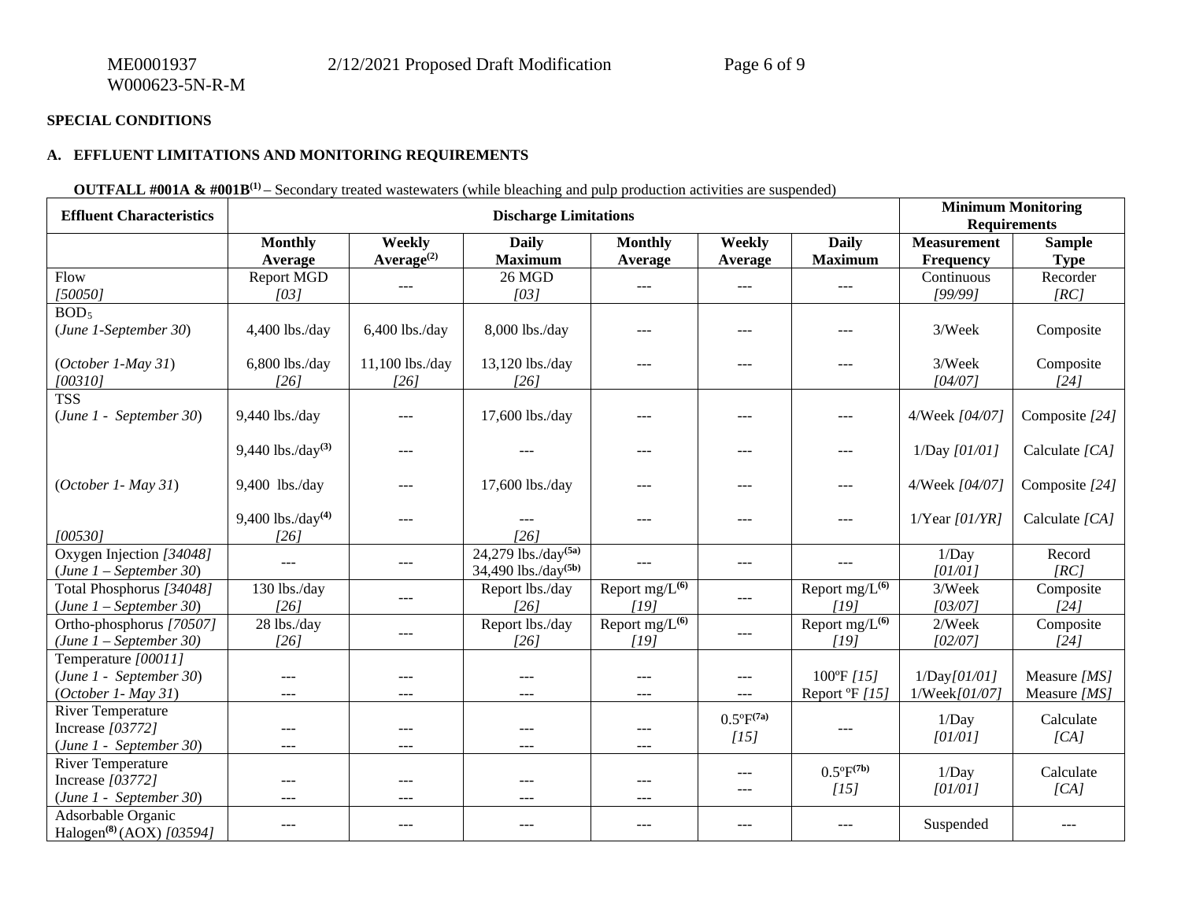**SPECIAL CONDITIONS**

## A. EFFLUENT LIMITATIONS AND MONITORING REQUIREMENTS

**OUTFALL #001A & #001B**[1] – Secondary treated wastewaters (while bleaching and pulp production activities are suspended)

| Effluent Characteristics | Discharge Limitations | | | | | | Minimum Monitoring Requirements | |
|---|---|---|---|---|---|---|---|---|
| | **Monthly Average** | **Weekly Average**[2] | **Daily Maximum** | **Monthly Average** | **Weekly Average** | **Daily Maximum** | **Measurement Frequency** | **Sample Type** |
| Flow *[50050]* | Report MGD *[03]* | --- | 26 MGD *[03]* | --- | --- | --- | Continuous *[99/99]* | Recorder *[RC]* |
| $BOD_5$ (*June 1-September 30*) | 4,400 lbs./day | 6,400 lbs./day | 8,000 lbs./day | --- | --- | --- | 3/Week | Composite |
| (*October 1-May 31*) *[00310]* | 6,800 lbs./day *[26]* | 11,100 lbs./day *[26]* | 13,120 lbs./day *[26]* | --- | --- | --- | 3/Week *[04/07]* | Composite *[24]* |
| TSS (*June 1 - September 30*) | 9,440 lbs./day | --- | 17,600 lbs./day | --- | --- | --- | 4/Week *[04/07]* | Composite *[24]* |
| | 9,440 lbs./day[3] | --- | --- | --- | --- | --- | 1/Day *[01/01]* | Calculate *[CA]* |
| (*October 1- May 31*) | 9,400 lbs./day | --- | 17,600 lbs./day | --- | --- | --- | 4/Week *[04/07]* | Composite *[24]* |
| *[00530]* | 9,400 lbs./day[4] *[26]* | --- | --- *[26]* | --- | --- | --- | 1/Year *[01/YR]* | Calculate *[CA]* |
| Oxygen Injection *[34048]* (*June 1 – September 30*) | --- | --- | 24,279 lbs./day[5a] 34,490 lbs./day[5b] | --- | --- | --- | 1/Day *[01/01]* | Record *[RC]* |
| Total Phosphorus *[34048]* (*June 1 – September 30*) | 130 lbs./day *[26]* | --- | Report lbs./day *[26]* | Report mg/L[6] *[19]* | --- | Report mg/L[6] *[19]* | 3/Week *[03/07]* | Composite *[24]* |
| Ortho-phosphorus *[70507]* (*June 1 – September 30*) | 28 lbs./day *[26]* | --- | Report lbs./day *[26]* | Report mg/L[6] *[19]* | --- | Report mg/L[6] *[19]* | 2/Week *[02/07]* | Composite *[24]* |
| Temperature *[00011]* (*June 1 - September 30*) | --- | --- | --- | --- | --- | 100ºF *[15]* | 1/Day*[01/01]* | Measure *[MS]* |
| (*October 1- May 31*) | --- | --- | --- | --- | --- | Report ºF *[15]* | 1/Week*[01/07]* | Measure *[MS]* |
| River Temperature Increase *[03772]* (*June 1 - September 30*) | --- | --- | --- | --- | 0.5ºF[7a] *[15]* | --- | 1/Day *[01/01]* | Calculate *[CA]* |
| River Temperature Increase *[03772]* (*June 1 - September 30*) | --- | --- | --- | --- | --- | 0.5ºF[7b] *[15]* | 1/Day *[01/01]* | Calculate *[CA]* |
| Adsorbable Organic Halogen[8] (AOX) *[03594]* | --- | --- | --- | --- | --- | --- | Suspended | --- |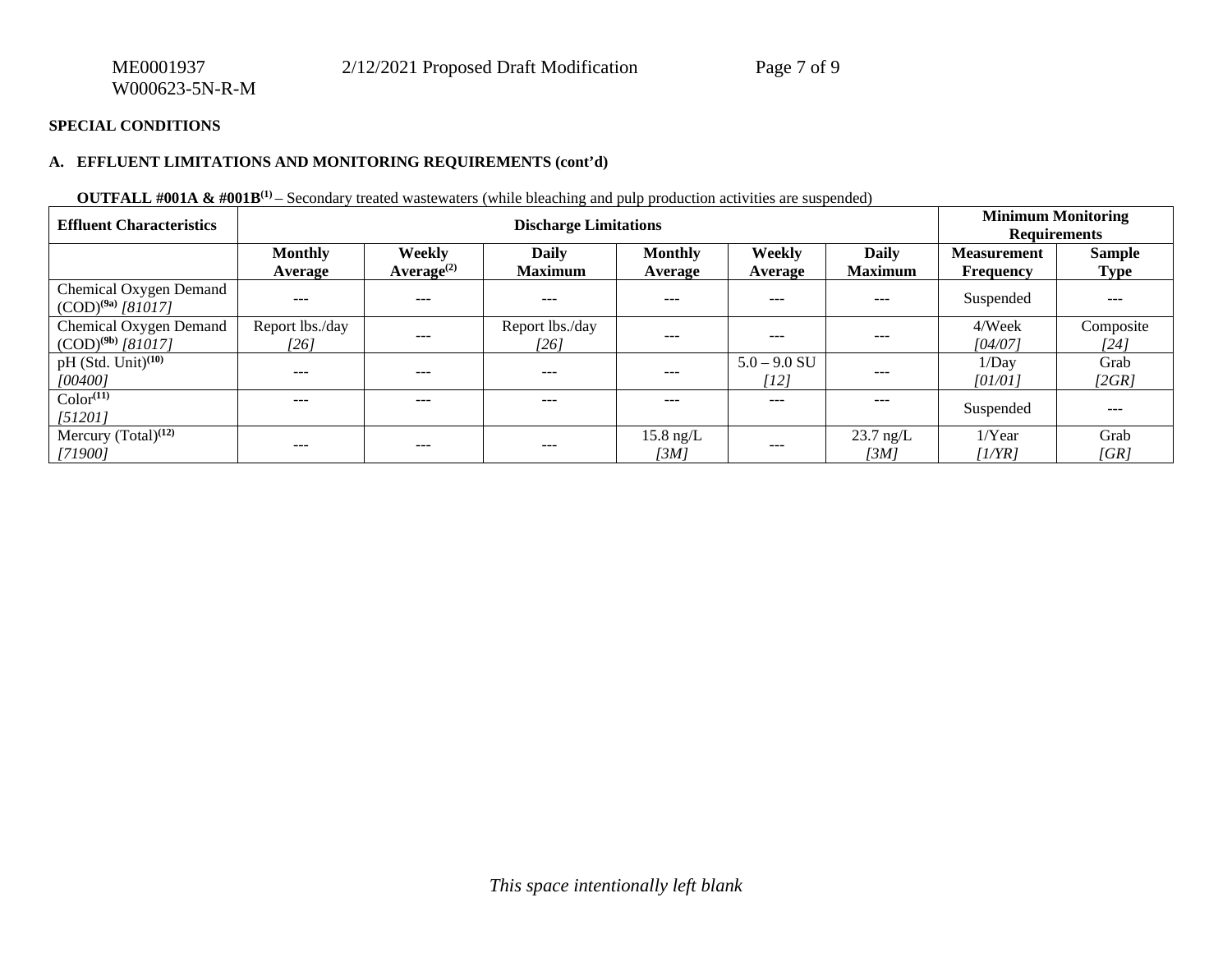**SPECIAL CONDITIONS**

**A. EFFLUENT LIMITATIONS AND MONITORING REQUIREMENTS (cont'd)**

**OUTFALL #001A & #001B[(1)]** – Secondary treated wastewaters (while bleaching and pulp production activities are suspended)

| Effluent Characteristics | Discharge Limitations | | | | | | Minimum Monitoring Requirements | |
|---|---|---|---|---|---|---|---|---|
| | **Monthly Average** | **Weekly Average[(2)]** | **Daily Maximum** | **Monthly Average** | **Weekly Average** | **Daily Maximum** | **Measurement Frequency** | **Sample Type** |
| Chemical Oxygen Demand (COD)[(9a)] *[81017]* | --- | --- | --- | --- | --- | --- | Suspended | --- |
| Chemical Oxygen Demand (COD)[(9b)] *[81017]* | Report lbs./day *[26]* | --- | Report lbs./day *[26]* | --- | --- | --- | 4/Week *[04/07]* | Composite *[24]* |
| pH (Std. Unit)[(10)] *[00400]* | --- | --- | --- | --- | 5.0 – 9.0 SU *[12]* | --- | 1/Day *[01/01]* | Grab *[2GR]* |
| Color[(11)] *[51201]* | --- | --- | --- | --- | --- | --- | Suspended | --- |
| Mercury (Total)[(12)] *[71900]* | --- | --- | --- | 15.8 ng/L *[3M]* | --- | 23.7 ng/L *[3M]* | 1/Year *[1/YR]* | Grab *[GR]* |

*This space intentionally left blank*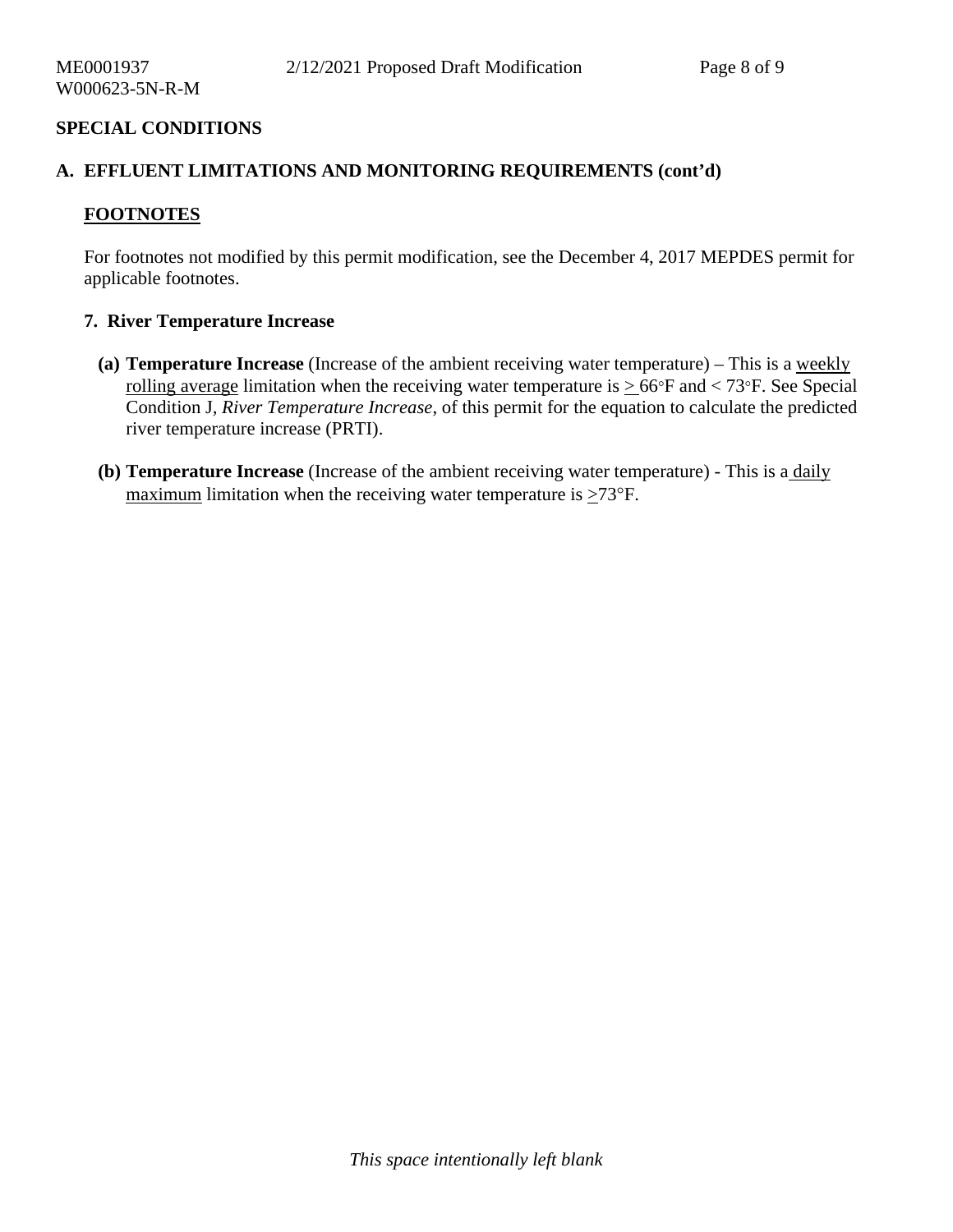## SPECIAL CONDITIONS

### A. EFFLUENT LIMITATIONS AND MONITORING REQUIREMENTS (cont'd)

**FOOTNOTES**

For footnotes not modified by this permit modification, see the December 4, 2017 MEPDES permit for applicable footnotes.

**7. River Temperature Increase**

**(a) Temperature Increase** (Increase of the ambient receiving water temperature) – This is a weekly rolling average limitation when the receiving water temperature is ≥ 66°F and < 73°F. See Special Condition J, *River Temperature Increase*, of this permit for the equation to calculate the predicted river temperature increase (PRTI).

**(b) Temperature Increase** (Increase of the ambient receiving water temperature) - This is a daily maximum limitation when the receiving water temperature is ≥73°F.

*This space intentionally left blank*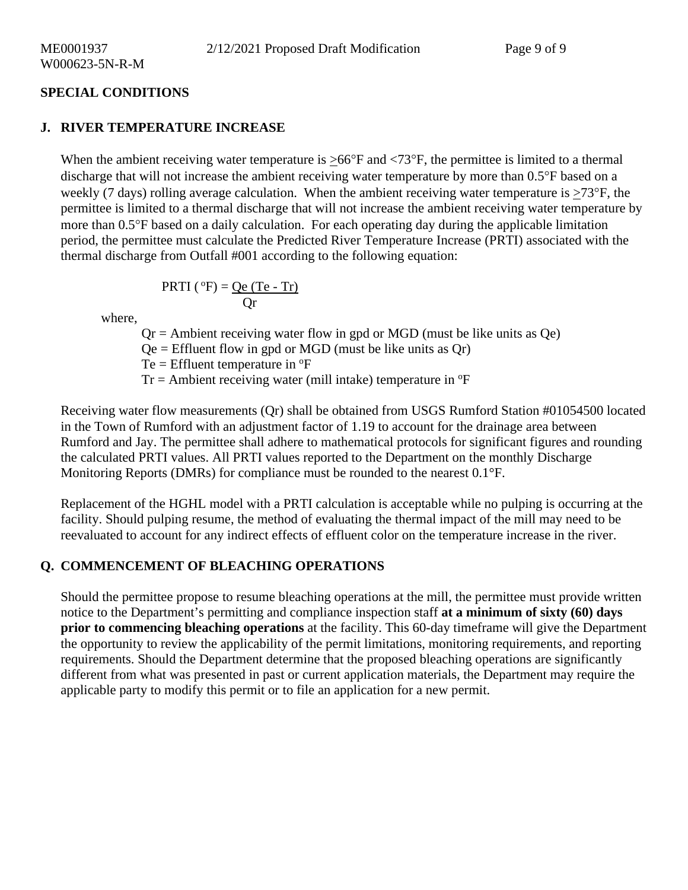## SPECIAL CONDITIONS

### J. RIVER TEMPERATURE INCREASE

When the ambient receiving water temperature is ≥66°F and <73°F, the permittee is limited to a thermal discharge that will not increase the ambient receiving water temperature by more than 0.5°F based on a weekly (7 days) rolling average calculation. When the ambient receiving water temperature is ≥73°F, the permittee is limited to a thermal discharge that will not increase the ambient receiving water temperature by more than 0.5°F based on a daily calculation. For each operating day during the applicable limitation period, the permittee must calculate the Predicted River Temperature Increase (PRTI) associated with the thermal discharge from Outfall #001 according to the following equation:

$$PRTI\ (^{o}F) = \frac{Qe\ (Te - Tr)}{Qr}$$

where,

- Qr = Ambient receiving water flow in gpd or MGD (must be like units as Qe)
- Qe = Effluent flow in gpd or MGD (must be like units as Qr)
- Te = Effluent temperature in °F
- Tr = Ambient receiving water (mill intake) temperature in °F

Receiving water flow measurements (Qr) shall be obtained from USGS Rumford Station #01054500 located in the Town of Rumford with an adjustment factor of 1.19 to account for the drainage area between Rumford and Jay. The permittee shall adhere to mathematical protocols for significant figures and rounding the calculated PRTI values. All PRTI values reported to the Department on the monthly Discharge Monitoring Reports (DMRs) for compliance must be rounded to the nearest 0.1°F.

Replacement of the HGHL model with a PRTI calculation is acceptable while no pulping is occurring at the facility. Should pulping resume, the method of evaluating the thermal impact of the mill may need to be reevaluated to account for any indirect effects of effluent color on the temperature increase in the river.

### Q. COMMENCEMENT OF BLEACHING OPERATIONS

Should the permittee propose to resume bleaching operations at the mill, the permittee must provide written notice to the Department's permitting and compliance inspection staff **at a minimum of sixty (60) days prior to commencing bleaching operations** at the facility. This 60-day timeframe will give the Department the opportunity to review the applicability of the permit limitations, monitoring requirements, and reporting requirements. Should the Department determine that the proposed bleaching operations are significantly different from what was presented in past or current application materials, the Department may require the applicable party to modify this permit or to file an application for a new permit.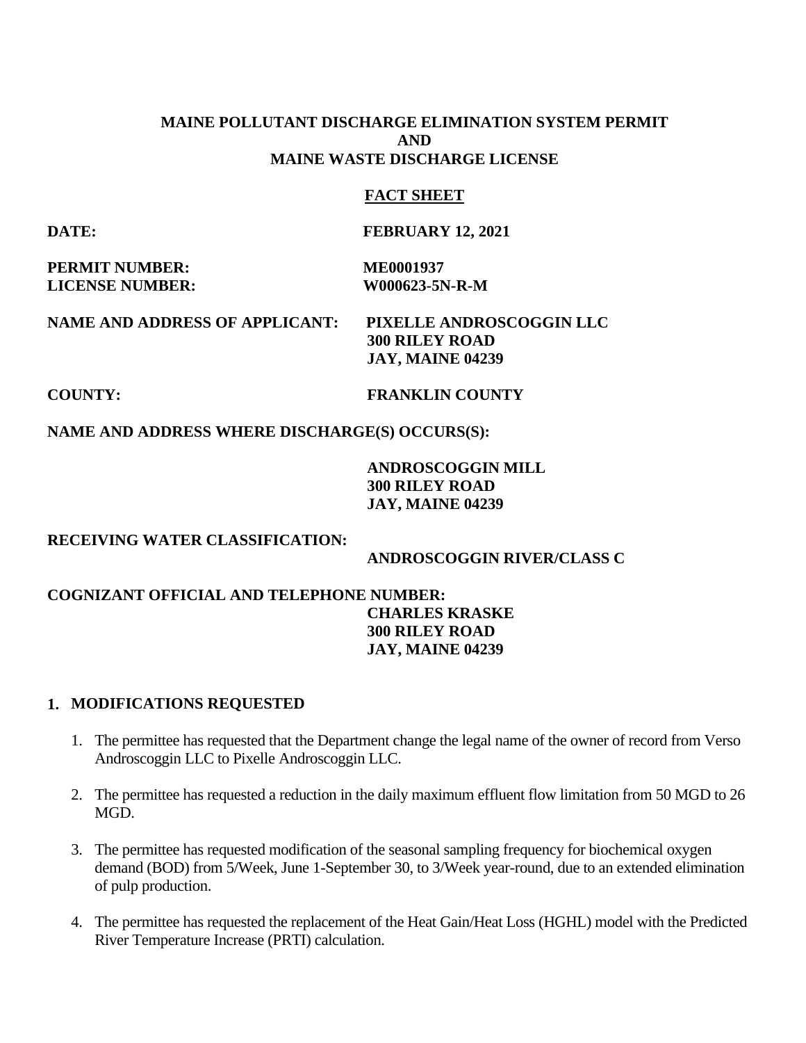**MAINE POLLUTANT DISCHARGE ELIMINATION SYSTEM PERMIT**
**AND**
**MAINE WASTE DISCHARGE LICENSE**

**FACT SHEET**

**DATE:** **FEBRUARY 12, 2021**

**PERMIT NUMBER:** **ME0001937**
**LICENSE NUMBER:** **W000623-5N-R-M**

**NAME AND ADDRESS OF APPLICANT:** **PIXELLE ANDROSCOGGIN LLC**
**300 RILEY ROAD**
**JAY, MAINE 04239**

**COUNTY:** **FRANKLIN COUNTY**

**NAME AND ADDRESS WHERE DISCHARGE(S) OCCURS(S):**

**ANDROSCOGGIN MILL**
**300 RILEY ROAD**
**JAY, MAINE 04239**

**RECEIVING WATER CLASSIFICATION:**

**ANDROSCOGGIN RIVER/CLASS C**

**COGNIZANT OFFICIAL AND TELEPHONE NUMBER:**

**CHARLES KRASKE**
**300 RILEY ROAD**
**JAY, MAINE 04239**

## 1. MODIFICATIONS REQUESTED

1. The permittee has requested that the Department change the legal name of the owner of record from Verso Androscoggin LLC to Pixelle Androscoggin LLC.
2. The permittee has requested a reduction in the daily maximum effluent flow limitation from 50 MGD to 26 MGD.
3. The permittee has requested modification of the seasonal sampling frequency for biochemical oxygen demand (BOD) from 5/Week, June 1-September 30, to 3/Week year-round, due to an extended elimination of pulp production.
4. The permittee has requested the replacement of the Heat Gain/Heat Loss (HGHL) model with the Predicted River Temperature Increase (PRTI) calculation.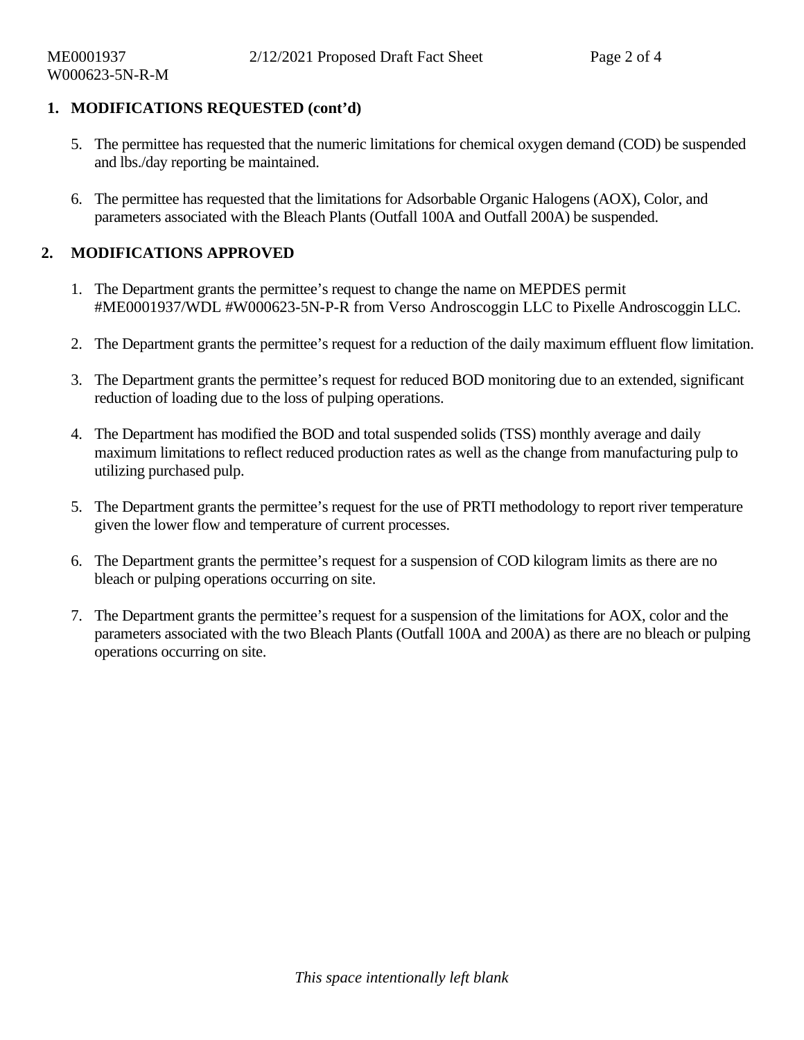## 1. MODIFICATIONS REQUESTED (cont'd)

5. The permittee has requested that the numeric limitations for chemical oxygen demand (COD) be suspended and lbs./day reporting be maintained.

6. The permittee has requested that the limitations for Adsorbable Organic Halogens (AOX), Color, and parameters associated with the Bleach Plants (Outfall 100A and Outfall 200A) be suspended.

## 2. MODIFICATIONS APPROVED

1. The Department grants the permittee's request to change the name on MEPDES permit #ME0001937/WDL #W000623-5N-P-R from Verso Androscoggin LLC to Pixelle Androscoggin LLC.

2. The Department grants the permittee's request for a reduction of the daily maximum effluent flow limitation.

3. The Department grants the permittee's request for reduced BOD monitoring due to an extended, significant reduction of loading due to the loss of pulping operations.

4. The Department has modified the BOD and total suspended solids (TSS) monthly average and daily maximum limitations to reflect reduced production rates as well as the change from manufacturing pulp to utilizing purchased pulp.

5. The Department grants the permittee's request for the use of PRTI methodology to report river temperature given the lower flow and temperature of current processes.

6. The Department grants the permittee's request for a suspension of COD kilogram limits as there are no bleach or pulping operations occurring on site.

7. The Department grants the permittee's request for a suspension of the limitations for AOX, color and the parameters associated with the two Bleach Plants (Outfall 100A and 200A) as there are no bleach or pulping operations occurring on site.

*This space intentionally left blank*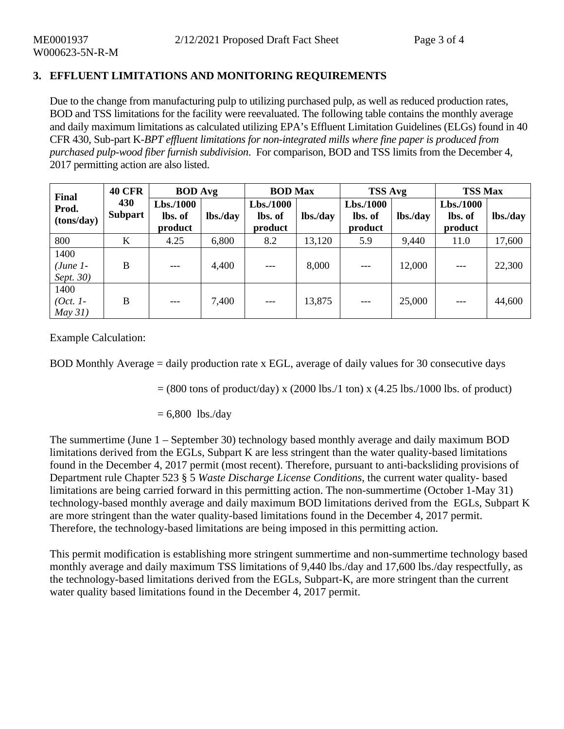## 3. EFFLUENT LIMITATIONS AND MONITORING REQUIREMENTS

Due to the change from manufacturing pulp to utilizing purchased pulp, as well as reduced production rates, BOD and TSS limitations for the facility were reevaluated. The following table contains the monthly average and daily maximum limitations as calculated utilizing EPA's Effluent Limitation Guidelines (ELGs) found in 40 CFR 430, Sub-part K-*BPT effluent limitations for non-integrated mills where fine paper is produced from purchased pulp-wood fiber furnish subdivision*. For comparison, BOD and TSS limits from the December 4, 2017 permitting action are also listed.

| Final Prod. (tons/day) | 40 CFR 430 Subpart | BOD Avg | | BOD Max | | TSS Avg | | TSS Max | |
|---|---|---|---|---|---|---|---|---|---|
| | | Lbs./1000 lbs. of product | lbs./day | Lbs./1000 lbs. of product | lbs./day | Lbs./1000 lbs. of product | lbs./day | Lbs./1000 lbs. of product | lbs./day |
| 800 | K | 4.25 | 6,800 | 8.2 | 13,120 | 5.9 | 9,440 | 11.0 | 17,600 |
| 1400 *(June 1- Sept. 30)* | B | --- | 4,400 | --- | 8,000 | --- | 12,000 | --- | 22,300 |
| 1400 *(Oct. 1- May 31)* | B | --- | 7,400 | --- | 13,875 | --- | 25,000 | --- | 44,600 |

Example Calculation:

BOD Monthly Average = daily production rate x EGL, average of daily values for 30 consecutive days

= (800 tons of product/day) x (2000 lbs./1 ton) x (4.25 lbs./1000 lbs. of product)

= 6,800 lbs./day

The summertime (June 1 – September 30) technology based monthly average and daily maximum BOD limitations derived from the EGLs, Subpart K are less stringent than the water quality-based limitations found in the December 4, 2017 permit (most recent). Therefore, pursuant to anti-backsliding provisions of Department rule Chapter 523 § 5 *Waste Discharge License Conditions*, the current water quality- based limitations are being carried forward in this permitting action. The non-summertime (October 1-May 31) technology-based monthly average and daily maximum BOD limitations derived from the EGLs, Subpart K are more stringent than the water quality-based limitations found in the December 4, 2017 permit. Therefore, the technology-based limitations are being imposed in this permitting action.

This permit modification is establishing more stringent summertime and non-summertime technology based monthly average and daily maximum TSS limitations of 9,440 lbs./day and 17,600 lbs./day respectfully, as the technology-based limitations derived from the EGLs, Subpart-K, are more stringent than the current water quality based limitations found in the December 4, 2017 permit.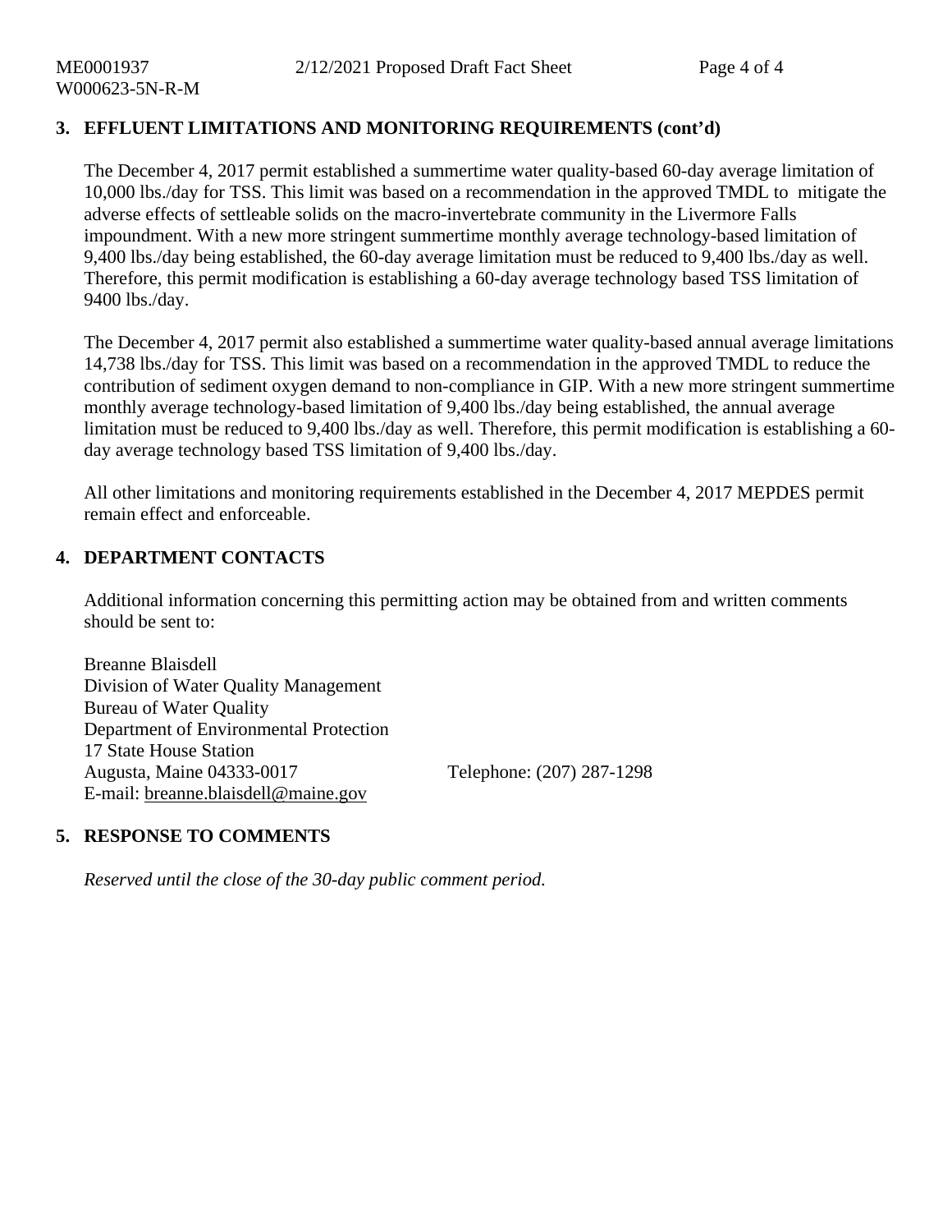## 3. EFFLUENT LIMITATIONS AND MONITORING REQUIREMENTS (cont'd)

The December 4, 2017 permit established a summertime water quality-based 60-day average limitation of 10,000 lbs./day for TSS. This limit was based on a recommendation in the approved TMDL to mitigate the adverse effects of settleable solids on the macro-invertebrate community in the Livermore Falls impoundment. With a new more stringent summertime monthly average technology-based limitation of 9,400 lbs./day being established, the 60-day average limitation must be reduced to 9,400 lbs./day as well. Therefore, this permit modification is establishing a 60-day average technology based TSS limitation of 9400 lbs./day.

The December 4, 2017 permit also established a summertime water quality-based annual average limitations 14,738 lbs./day for TSS. This limit was based on a recommendation in the approved TMDL to reduce the contribution of sediment oxygen demand to non-compliance in GIP. With a new more stringent summertime monthly average technology-based limitation of 9,400 lbs./day being established, the annual average limitation must be reduced to 9,400 lbs./day as well. Therefore, this permit modification is establishing a 60-day average technology based TSS limitation of 9,400 lbs./day.

All other limitations and monitoring requirements established in the December 4, 2017 MEPDES permit remain effect and enforceable.

## 4. DEPARTMENT CONTACTS

Additional information concerning this permitting action may be obtained from and written comments should be sent to:

Breanne Blaisdell
Division of Water Quality Management
Bureau of Water Quality
Department of Environmental Protection
17 State House Station
Augusta, Maine 04333-0017 Telephone: (207) 287-1298
E-mail: breanne.blaisdell@maine.gov

## 5. RESPONSE TO COMMENTS

*Reserved until the close of the 30-day public comment period.*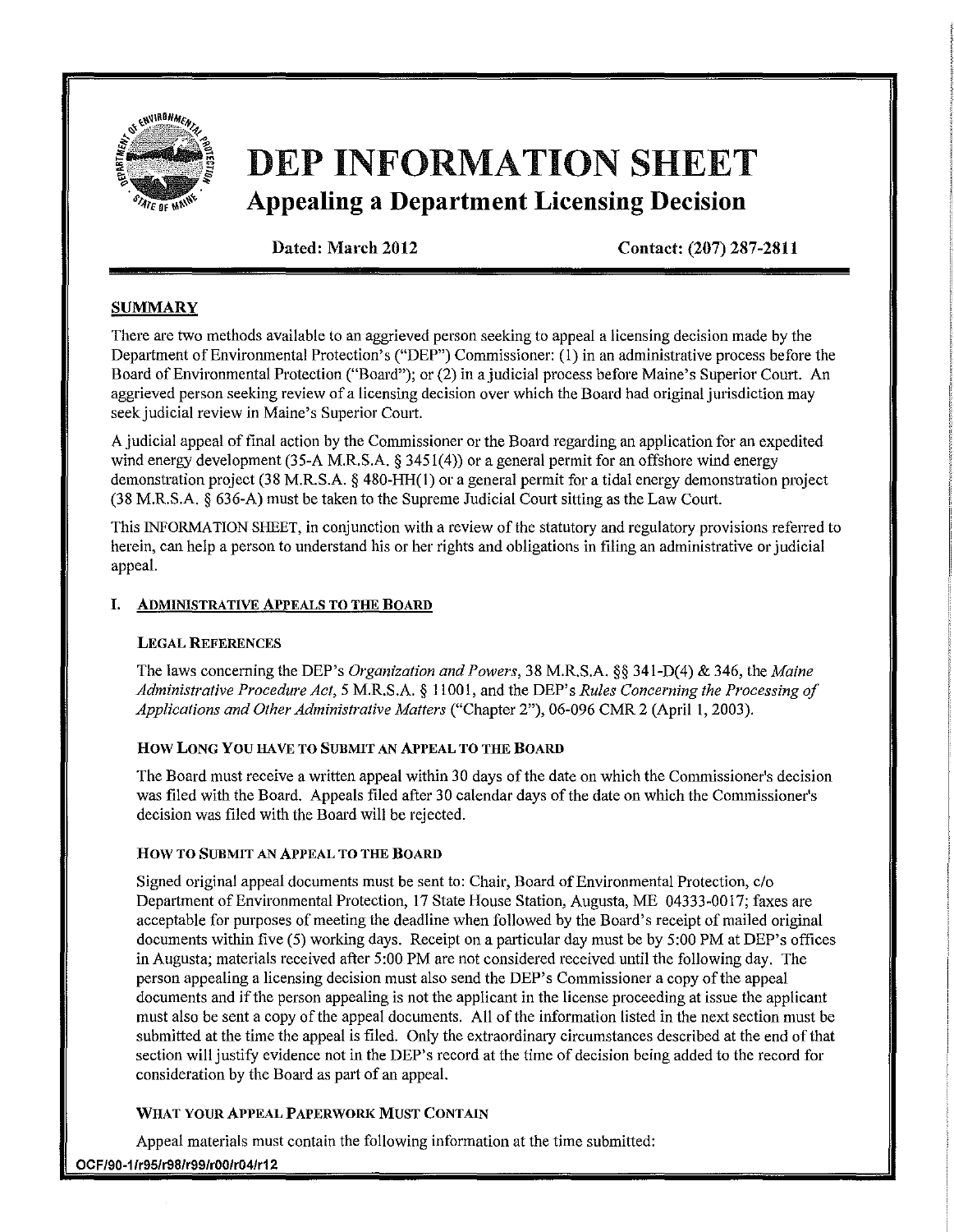# DEP INFORMATION SHEET

## Appealing a Department Licensing Decision

**Dated: March 2012** **Contact: (207) 287-2811**

### SUMMARY

There are two methods available to an aggrieved person seeking to appeal a licensing decision made by the Department of Environmental Protection's ("DEP") Commissioner: (1) in an administrative process before the Board of Environmental Protection ("Board"); or (2) in a judicial process before Maine's Superior Court. An aggrieved person seeking review of a licensing decision over which the Board had original jurisdiction may seek judicial review in Maine's Superior Court.

A judicial appeal of final action by the Commissioner or the Board regarding an application for an expedited wind energy development (35-A M.R.S.A. § 3451(4)) or a general permit for an offshore wind energy demonstration project (38 M.R.S.A. § 480-HH(1) or a general permit for a tidal energy demonstration project (38 M.R.S.A. § 636-A) must be taken to the Supreme Judicial Court sitting as the Law Court.

This INFORMATION SHEET, in conjunction with a review of the statutory and regulatory provisions referred to herein, can help a person to understand his or her rights and obligations in filing an administrative or judicial appeal.

### I. ADMINISTRATIVE APPEALS TO THE BOARD

#### LEGAL REFERENCES

The laws concerning the DEP's *Organization and Powers*, 38 M.R.S.A. §§ 341-D(4) & 346, the *Maine Administrative Procedure Act*, 5 M.R.S.A. § 11001, and the DEP's *Rules Concerning the Processing of Applications and Other Administrative Matters* ("Chapter 2"), 06-096 CMR 2 (April 1, 2003).

#### HOW LONG YOU HAVE TO SUBMIT AN APPEAL TO THE BOARD

The Board must receive a written appeal within 30 days of the date on which the Commissioner's decision was filed with the Board. Appeals filed after 30 calendar days of the date on which the Commissioner's decision was filed with the Board will be rejected.

#### HOW TO SUBMIT AN APPEAL TO THE BOARD

Signed original appeal documents must be sent to: Chair, Board of Environmental Protection, c/o Department of Environmental Protection, 17 State House Station, Augusta, ME 04333-0017; faxes are acceptable for purposes of meeting the deadline when followed by the Board's receipt of mailed original documents within five (5) working days. Receipt on a particular day must be by 5:00 PM at DEP's offices in Augusta; materials received after 5:00 PM are not considered received until the following day. The person appealing a licensing decision must also send the DEP's Commissioner a copy of the appeal documents and if the person appealing is not the applicant in the license proceeding at issue the applicant must also be sent a copy of the appeal documents. All of the information listed in the next section must be submitted at the time the appeal is filed. Only the extraordinary circumstances described at the end of that section will justify evidence not in the DEP's record at the time of decision being added to the record for consideration by the Board as part of an appeal.

#### WHAT YOUR APPEAL PAPERWORK MUST CONTAIN

Appeal materials must contain the following information at the time submitted:

OCF/90-1/r95/r98/r99/r00/r04/r12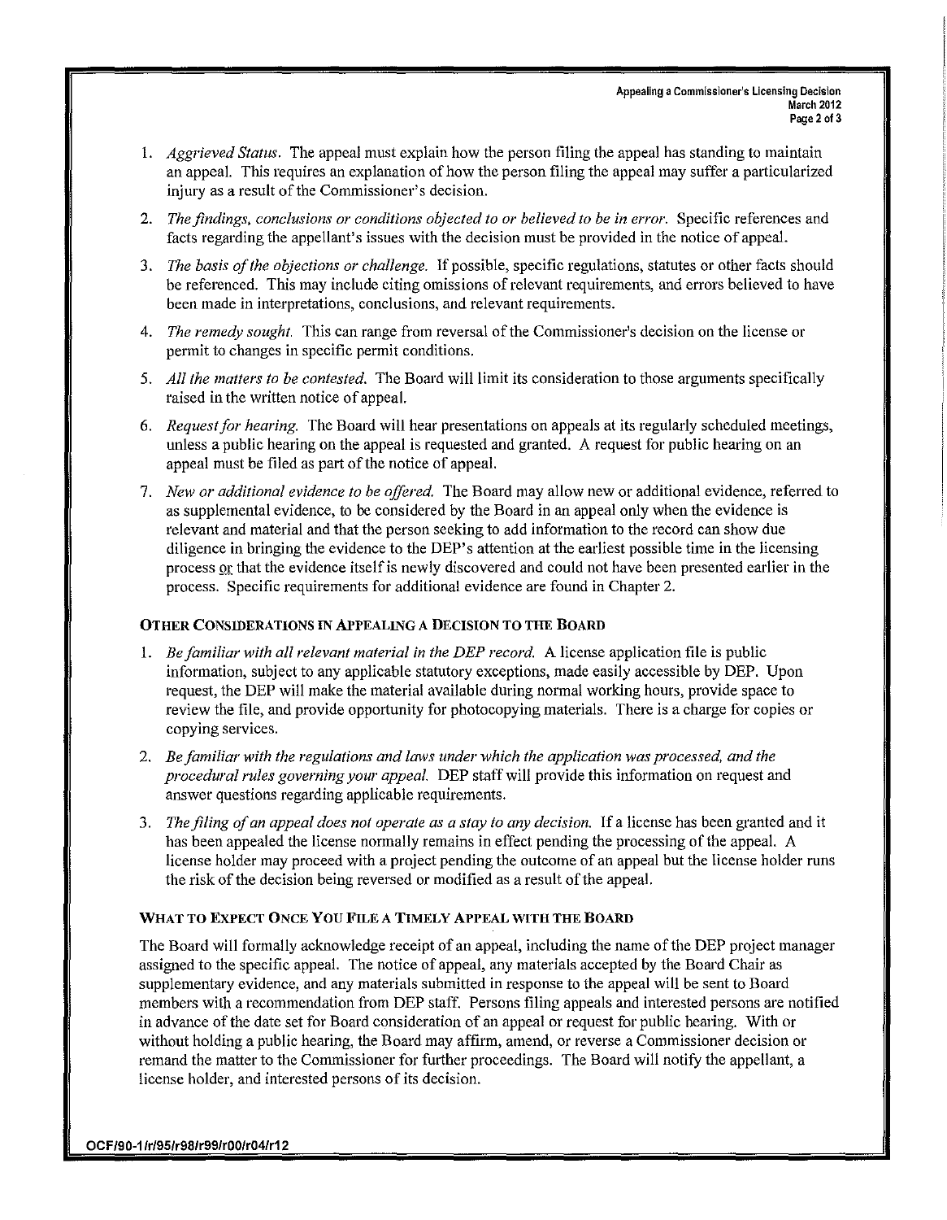1. *Aggrieved Status.* The appeal must explain how the person filing the appeal has standing to maintain an appeal. This requires an explanation of how the person filing the appeal may suffer a particularized injury as a result of the Commissioner's decision.

2. *The findings, conclusions or conditions objected to or believed to be in error.* Specific references and facts regarding the appellant's issues with the decision must be provided in the notice of appeal.

3. *The basis of the objections or challenge.* If possible, specific regulations, statutes or other facts should be referenced. This may include citing omissions of relevant requirements, and errors believed to have been made in interpretations, conclusions, and relevant requirements.

4. *The remedy sought.* This can range from reversal of the Commissioner's decision on the license or permit to changes in specific permit conditions.

5. *All the matters to be contested.* The Board will limit its consideration to those arguments specifically raised in the written notice of appeal.

6. *Request for hearing.* The Board will hear presentations on appeals at its regularly scheduled meetings, unless a public hearing on the appeal is requested and granted. A request for public hearing on an appeal must be filed as part of the notice of appeal.

7. *New or additional evidence to be offered.* The Board may allow new or additional evidence, referred to as supplemental evidence, to be considered by the Board in an appeal only when the evidence is relevant and material and that the person seeking to add information to the record can show due diligence in bringing the evidence to the DEP's attention at the earliest possible time in the licensing process or that the evidence itself is newly discovered and could not have been presented earlier in the process. Specific requirements for additional evidence are found in Chapter 2.

## OTHER CONSIDERATIONS IN APPEALING A DECISION TO THE BOARD

1. *Be familiar with all relevant material in the DEP record.* A license application file is public information, subject to any applicable statutory exceptions, made easily accessible by DEP. Upon request, the DEP will make the material available during normal working hours, provide space to review the file, and provide opportunity for photocopying materials. There is a charge for copies or copying services.

2. *Be familiar with the regulations and laws under which the application was processed, and the procedural rules governing your appeal.* DEP staff will provide this information on request and answer questions regarding applicable requirements.

3. *The filing of an appeal does not operate as a stay to any decision.* If a license has been granted and it has been appealed the license normally remains in effect pending the processing of the appeal. A license holder may proceed with a project pending the outcome of an appeal but the license holder runs the risk of the decision being reversed or modified as a result of the appeal.

## WHAT TO EXPECT ONCE YOU FILE A TIMELY APPEAL WITH THE BOARD

The Board will formally acknowledge receipt of an appeal, including the name of the DEP project manager assigned to the specific appeal. The notice of appeal, any materials accepted by the Board Chair as supplementary evidence, and any materials submitted in response to the appeal will be sent to Board members with a recommendation from DEP staff. Persons filing appeals and interested persons are notified in advance of the date set for Board consideration of an appeal or request for public hearing. With or without holding a public hearing, the Board may affirm, amend, or reverse a Commissioner decision or remand the matter to the Commissioner for further proceedings. The Board will notify the appellant, a license holder, and interested persons of its decision.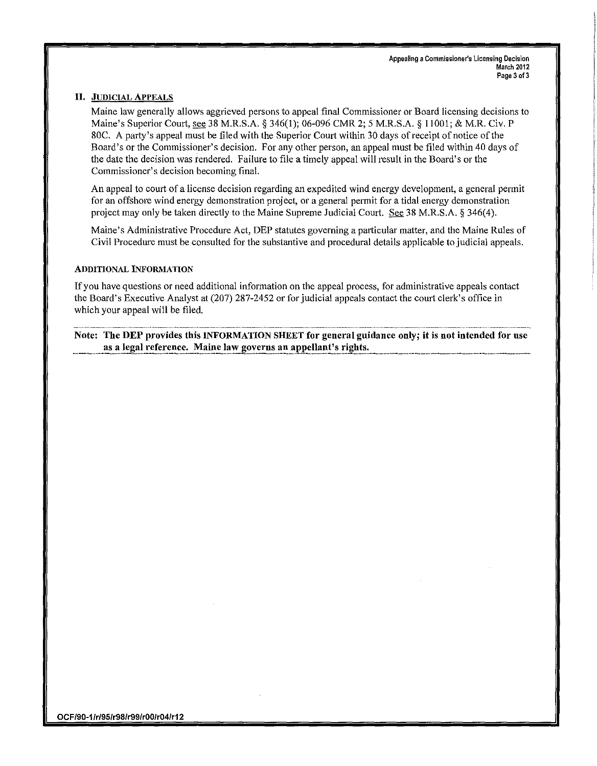## II. JUDICIAL APPEALS

Maine law generally allows aggrieved persons to appeal final Commissioner or Board licensing decisions to Maine's Superior Court, see 38 M.R.S.A. § 346(1); 06-096 CMR 2; 5 M.R.S.A. § 11001; & M.R. Civ. P 80C. A party's appeal must be filed with the Superior Court within 30 days of receipt of notice of the Board's or the Commissioner's decision. For any other person, an appeal must be filed within 40 days of the date the decision was rendered. Failure to file a timely appeal will result in the Board's or the Commissioner's decision becoming final.

An appeal to court of a license decision regarding an expedited wind energy development, a general permit for an offshore wind energy demonstration project, or a general permit for a tidal energy demonstration project may only be taken directly to the Maine Supreme Judicial Court. See 38 M.R.S.A. § 346(4).

Maine's Administrative Procedure Act, DEP statutes governing a particular matter, and the Maine Rules of Civil Procedure must be consulted for the substantive and procedural details applicable to judicial appeals.

### ADDITIONAL INFORMATION

If you have questions or need additional information on the appeal process, for administrative appeals contact the Board's Executive Analyst at (207) 287-2452 or for judicial appeals contact the court clerk's office in which your appeal will be filed.

**Note: The DEP provides this INFORMATION SHEET for general guidance only; it is not intended for use as a legal reference. Maine law governs an appellant's rights.**

OCF/90-1/r/95/r98/r99/r00/r04/r12